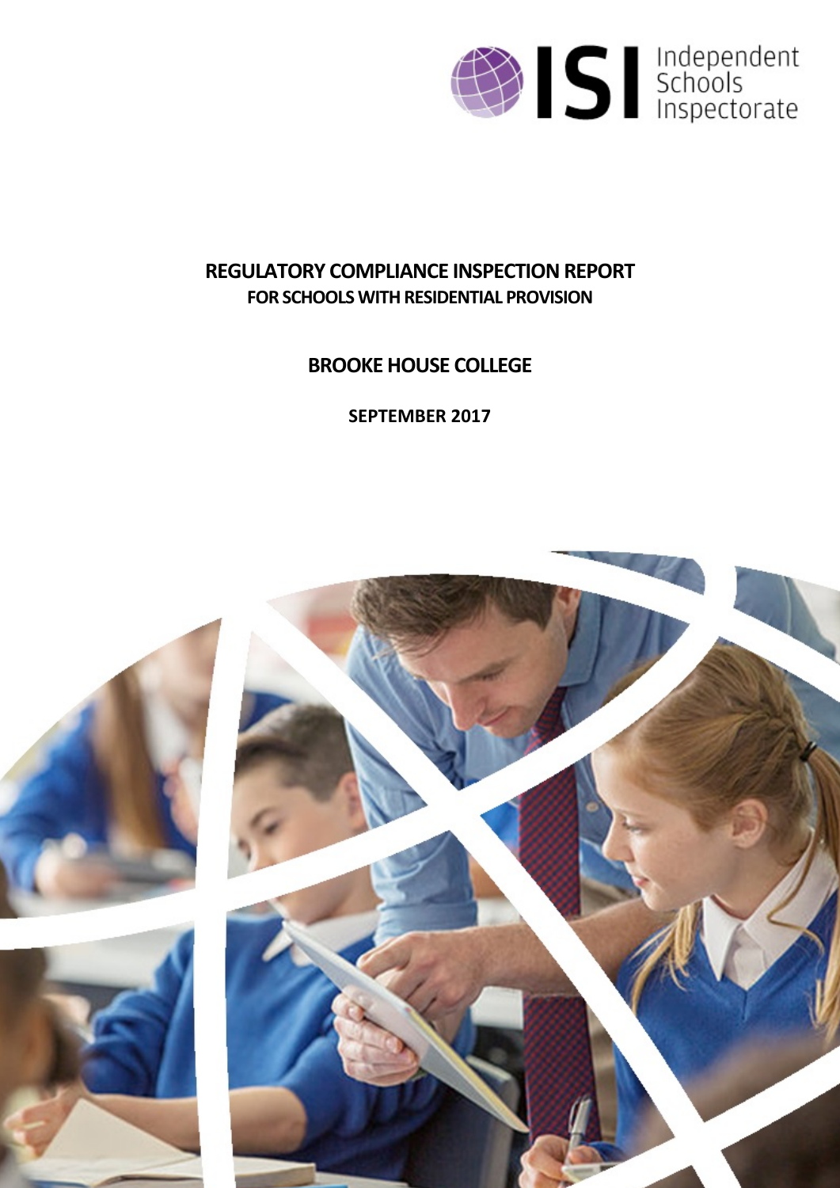# REGULATORY COMPLIANCE INSPECTION REPORT
## FOR SCHOOLS WITH RESIDENTIAL PROVISION

## BROOKE HOUSE COLLEGE

**SEPTEMBER 2017**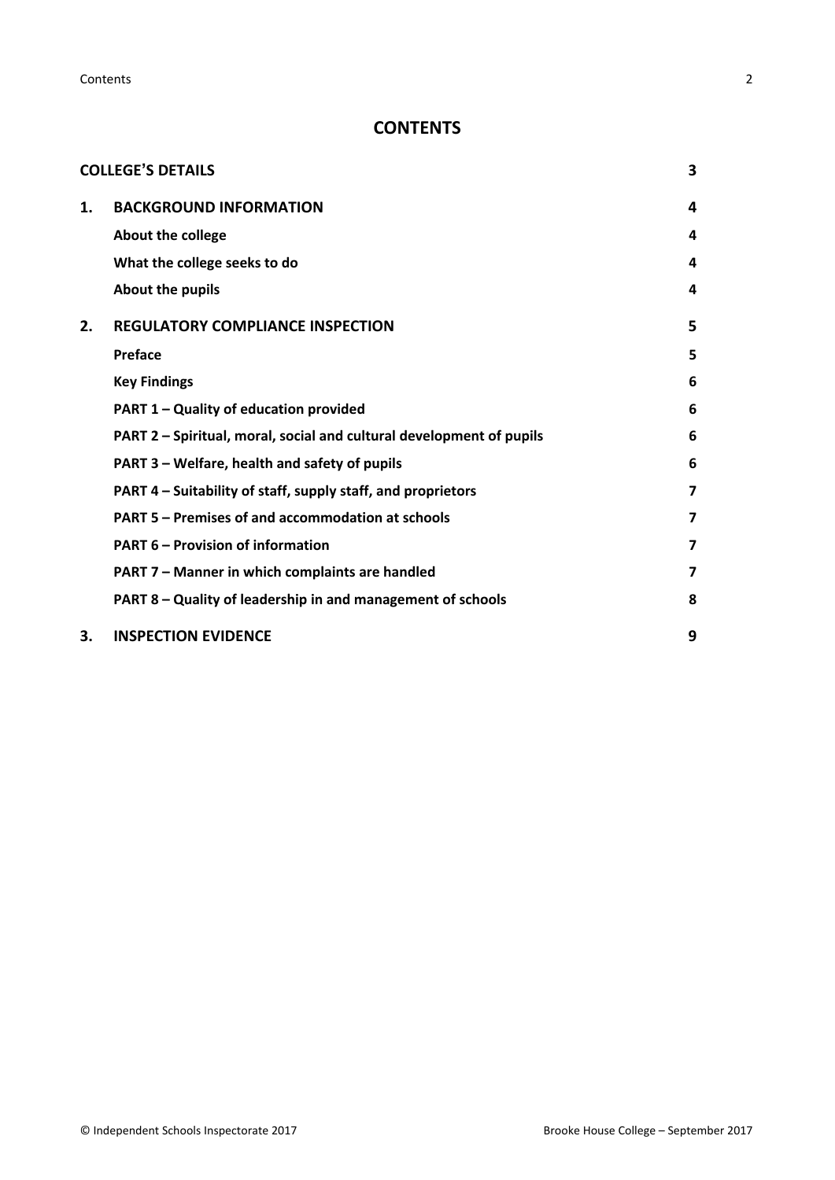## CONTENTS

| | | |
|---|---|---|
| **COLLEGE'S DETAILS** | | **3** |
| **1.** | **BACKGROUND INFORMATION** | **4** |
| | **About the college** | **4** |
| | **What the college seeks to do** | **4** |
| | **About the pupils** | **4** |
| **2.** | **REGULATORY COMPLIANCE INSPECTION** | **5** |
| | **Preface** | **5** |
| | **Key Findings** | **6** |
| | **PART 1 – Quality of education provided** | **6** |
| | **PART 2 – Spiritual, moral, social and cultural development of pupils** | **6** |
| | **PART 3 – Welfare, health and safety of pupils** | **6** |
| | **PART 4 – Suitability of staff, supply staff, and proprietors** | **7** |
| | **PART 5 – Premises of and accommodation at schools** | **7** |
| | **PART 6 – Provision of information** | **7** |
| | **PART 7 – Manner in which complaints are handled** | **7** |
| | **PART 8 – Quality of leadership in and management of schools** | **8** |
| **3.** | **INSPECTION EVIDENCE** | **9** |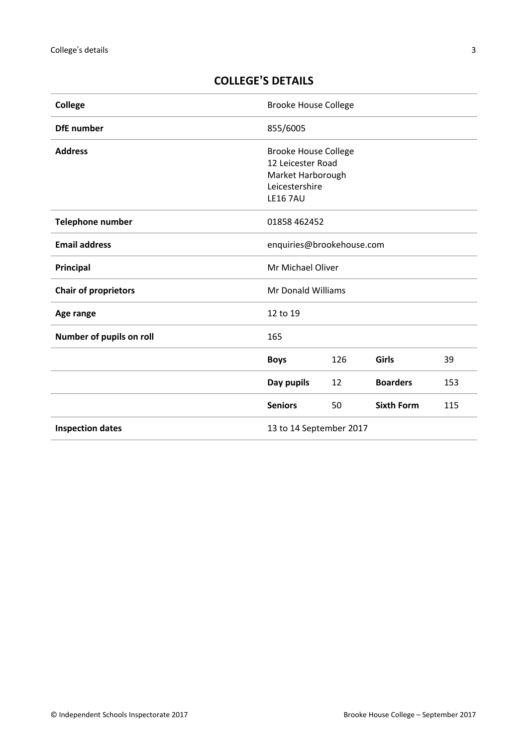## COLLEGE'S DETAILS

| | | | | |
|---|---|---|---|---|
| **College** | Brooke House College | | | |
| **DfE number** | 855/6005 | | | |
| **Address** | Brooke House College<br>12 Leicester Road<br>Market Harborough<br>Leicestershire<br>LE16 7AU | | | |
| **Telephone number** | 01858 462452 | | | |
| **Email address** | enquiries@brookehouse.com | | | |
| **Principal** | Mr Michael Oliver | | | |
| **Chair of proprietors** | Mr Donald Williams | | | |
| **Age range** | 12 to 19 | | | |
| **Number of pupils on roll** | 165 | | | |
| | **Boys** | 126 | **Girls** | 39 |
| | **Day pupils** | 12 | **Boarders** | 153 |
| | **Seniors** | 50 | **Sixth Form** | 115 |
| **Inspection dates** | 13 to 14 September 2017 | | | |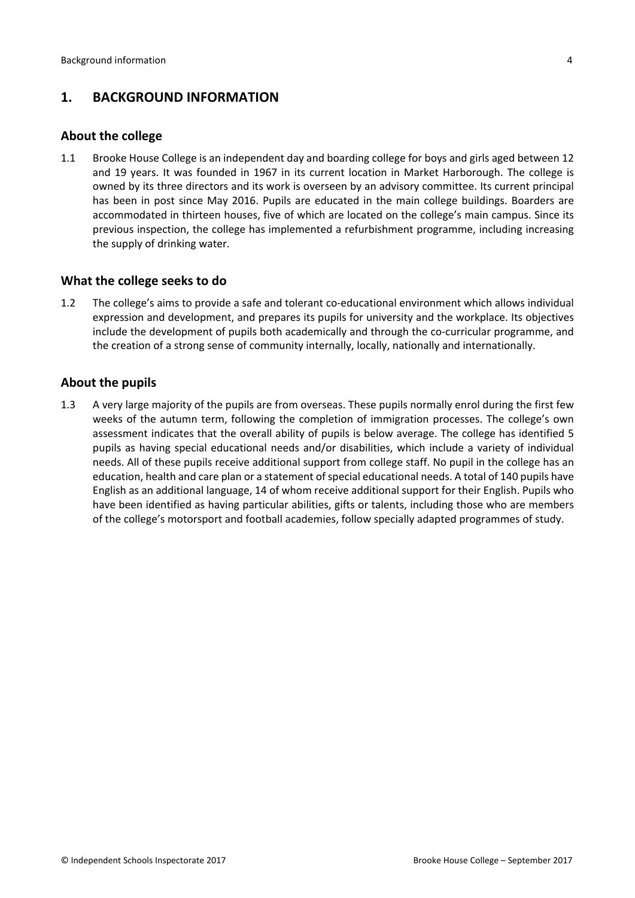## 1. BACKGROUND INFORMATION

### About the college

1.1 Brooke House College is an independent day and boarding college for boys and girls aged between 12 and 19 years. It was founded in 1967 in its current location in Market Harborough. The college is owned by its three directors and its work is overseen by an advisory committee. Its current principal has been in post since May 2016. Pupils are educated in the main college buildings. Boarders are accommodated in thirteen houses, five of which are located on the college's main campus. Since its previous inspection, the college has implemented a refurbishment programme, including increasing the supply of drinking water.

### What the college seeks to do

1.2 The college's aims to provide a safe and tolerant co-educational environment which allows individual expression and development, and prepares its pupils for university and the workplace. Its objectives include the development of pupils both academically and through the co-curricular programme, and the creation of a strong sense of community internally, locally, nationally and internationally.

### About the pupils

1.3 A very large majority of the pupils are from overseas. These pupils normally enrol during the first few weeks of the autumn term, following the completion of immigration processes. The college's own assessment indicates that the overall ability of pupils is below average. The college has identified 5 pupils as having special educational needs and/or disabilities, which include a variety of individual needs. All of these pupils receive additional support from college staff. No pupil in the college has an education, health and care plan or a statement of special educational needs. A total of 140 pupils have English as an additional language, 14 of whom receive additional support for their English. Pupils who have been identified as having particular abilities, gifts or talents, including those who are members of the college's motorsport and football academies, follow specially adapted programmes of study.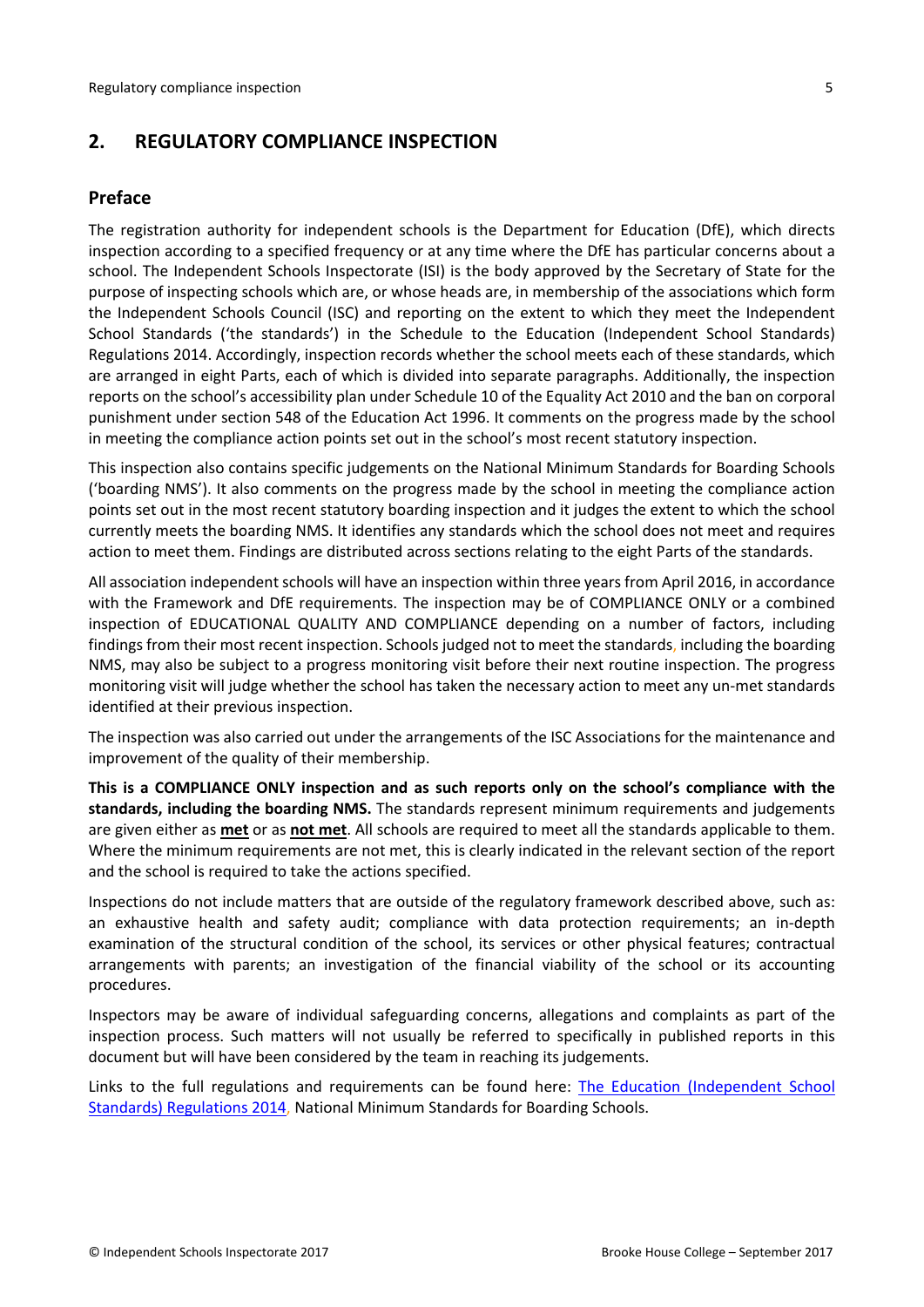## 2. REGULATORY COMPLIANCE INSPECTION

### Preface

The registration authority for independent schools is the Department for Education (DfE), which directs inspection according to a specified frequency or at any time where the DfE has particular concerns about a school. The Independent Schools Inspectorate (ISI) is the body approved by the Secretary of State for the purpose of inspecting schools which are, or whose heads are, in membership of the associations which form the Independent Schools Council (ISC) and reporting on the extent to which they meet the Independent School Standards ('the standards') in the Schedule to the Education (Independent School Standards) Regulations 2014. Accordingly, inspection records whether the school meets each of these standards, which are arranged in eight Parts, each of which is divided into separate paragraphs. Additionally, the inspection reports on the school's accessibility plan under Schedule 10 of the Equality Act 2010 and the ban on corporal punishment under section 548 of the Education Act 1996. It comments on the progress made by the school in meeting the compliance action points set out in the school's most recent statutory inspection.

This inspection also contains specific judgements on the National Minimum Standards for Boarding Schools ('boarding NMS'). It also comments on the progress made by the school in meeting the compliance action points set out in the most recent statutory boarding inspection and it judges the extent to which the school currently meets the boarding NMS. It identifies any standards which the school does not meet and requires action to meet them. Findings are distributed across sections relating to the eight Parts of the standards.

All association independent schools will have an inspection within three years from April 2016, in accordance with the Framework and DfE requirements. The inspection may be of COMPLIANCE ONLY or a combined inspection of EDUCATIONAL QUALITY AND COMPLIANCE depending on a number of factors, including findings from their most recent inspection. Schools judged not to meet the standards, including the boarding NMS, may also be subject to a progress monitoring visit before their next routine inspection. The progress monitoring visit will judge whether the school has taken the necessary action to meet any un-met standards identified at their previous inspection.

The inspection was also carried out under the arrangements of the ISC Associations for the maintenance and improvement of the quality of their membership.

**This is a COMPLIANCE ONLY inspection and as such reports only on the school's compliance with the standards, including the boarding NMS.** The standards represent minimum requirements and judgements are given either as **met** or as **not met**. All schools are required to meet all the standards applicable to them. Where the minimum requirements are not met, this is clearly indicated in the relevant section of the report and the school is required to take the actions specified.

Inspections do not include matters that are outside of the regulatory framework described above, such as: an exhaustive health and safety audit; compliance with data protection requirements; an in-depth examination of the structural condition of the school, its services or other physical features; contractual arrangements with parents; an investigation of the financial viability of the school or its accounting procedures.

Inspectors may be aware of individual safeguarding concerns, allegations and complaints as part of the inspection process. Such matters will not usually be referred to specifically in published reports in this document but will have been considered by the team in reaching its judgements.

Links to the full regulations and requirements can be found here: The Education (Independent School Standards) Regulations 2014, National Minimum Standards for Boarding Schools.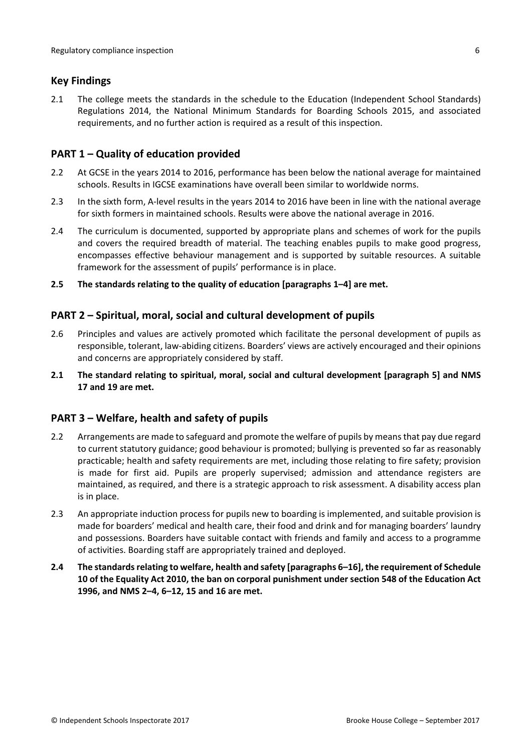## Key Findings

2.1 The college meets the standards in the schedule to the Education (Independent School Standards) Regulations 2014, the National Minimum Standards for Boarding Schools 2015, and associated requirements, and no further action is required as a result of this inspection.

## PART 1 – Quality of education provided

2.2 At GCSE in the years 2014 to 2016, performance has been below the national average for maintained schools. Results in IGCSE examinations have overall been similar to worldwide norms.

2.3 In the sixth form, A-level results in the years 2014 to 2016 have been in line with the national average for sixth formers in maintained schools. Results were above the national average in 2016.

2.4 The curriculum is documented, supported by appropriate plans and schemes of work for the pupils and covers the required breadth of material. The teaching enables pupils to make good progress, encompasses effective behaviour management and is supported by suitable resources. A suitable framework for the assessment of pupils' performance is in place.

**2.5 The standards relating to the quality of education [paragraphs 1–4] are met.**

## PART 2 – Spiritual, moral, social and cultural development of pupils

2.6 Principles and values are actively promoted which facilitate the personal development of pupils as responsible, tolerant, law-abiding citizens. Boarders' views are actively encouraged and their opinions and concerns are appropriately considered by staff.

**2.1 The standard relating to spiritual, moral, social and cultural development [paragraph 5] and NMS 17 and 19 are met.**

## PART 3 – Welfare, health and safety of pupils

2.2 Arrangements are made to safeguard and promote the welfare of pupils by means that pay due regard to current statutory guidance; good behaviour is promoted; bullying is prevented so far as reasonably practicable; health and safety requirements are met, including those relating to fire safety; provision is made for first aid. Pupils are properly supervised; admission and attendance registers are maintained, as required, and there is a strategic approach to risk assessment. A disability access plan is in place.

2.3 An appropriate induction process for pupils new to boarding is implemented, and suitable provision is made for boarders' medical and health care, their food and drink and for managing boarders' laundry and possessions. Boarders have suitable contact with friends and family and access to a programme of activities. Boarding staff are appropriately trained and deployed.

**2.4 The standards relating to welfare, health and safety [paragraphs 6–16], the requirement of Schedule 10 of the Equality Act 2010, the ban on corporal punishment under section 548 of the Education Act 1996, and NMS 2–4, 6–12, 15 and 16 are met.**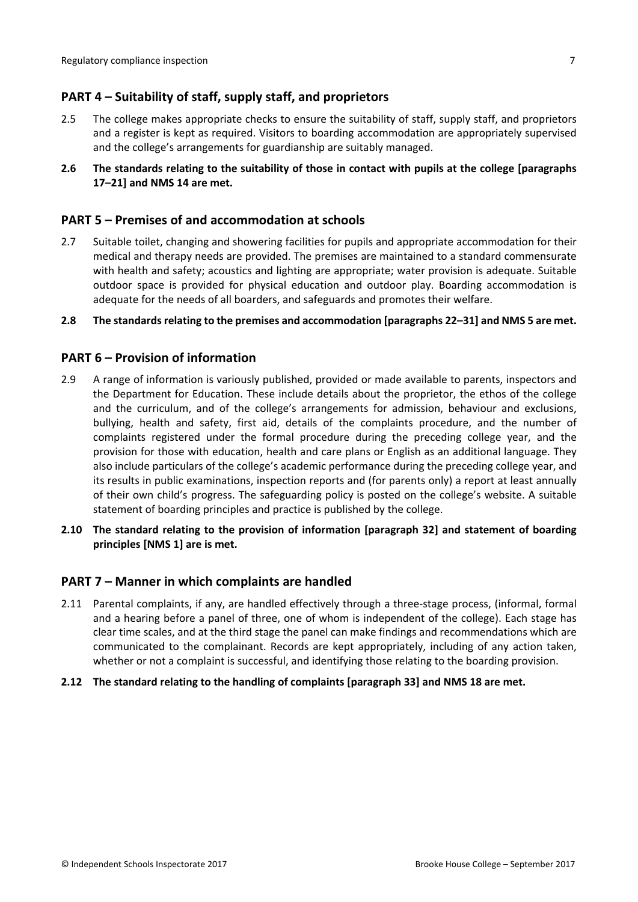## PART 4 – Suitability of staff, supply staff, and proprietors

2.5 The college makes appropriate checks to ensure the suitability of staff, supply staff, and proprietors and a register is kept as required. Visitors to boarding accommodation are appropriately supervised and the college's arrangements for guardianship are suitably managed.

**2.6 The standards relating to the suitability of those in contact with pupils at the college [paragraphs 17–21] and NMS 14 are met.**

## PART 5 – Premises of and accommodation at schools

2.7 Suitable toilet, changing and showering facilities for pupils and appropriate accommodation for their medical and therapy needs are provided. The premises are maintained to a standard commensurate with health and safety; acoustics and lighting are appropriate; water provision is adequate. Suitable outdoor space is provided for physical education and outdoor play. Boarding accommodation is adequate for the needs of all boarders, and safeguards and promotes their welfare.

**2.8 The standards relating to the premises and accommodation [paragraphs 22–31] and NMS 5 are met.**

## PART 6 – Provision of information

2.9 A range of information is variously published, provided or made available to parents, inspectors and the Department for Education. These include details about the proprietor, the ethos of the college and the curriculum, and of the college's arrangements for admission, behaviour and exclusions, bullying, health and safety, first aid, details of the complaints procedure, and the number of complaints registered under the formal procedure during the preceding college year, and the provision for those with education, health and care plans or English as an additional language. They also include particulars of the college's academic performance during the preceding college year, and its results in public examinations, inspection reports and (for parents only) a report at least annually of their own child's progress. The safeguarding policy is posted on the college's website. A suitable statement of boarding principles and practice is published by the college.

**2.10 The standard relating to the provision of information [paragraph 32] and statement of boarding principles [NMS 1] are is met.**

## PART 7 – Manner in which complaints are handled

2.11 Parental complaints, if any, are handled effectively through a three-stage process, (informal, formal and a hearing before a panel of three, one of whom is independent of the college). Each stage has clear time scales, and at the third stage the panel can make findings and recommendations which are communicated to the complainant. Records are kept appropriately, including of any action taken, whether or not a complaint is successful, and identifying those relating to the boarding provision.

**2.12 The standard relating to the handling of complaints [paragraph 33] and NMS 18 are met.**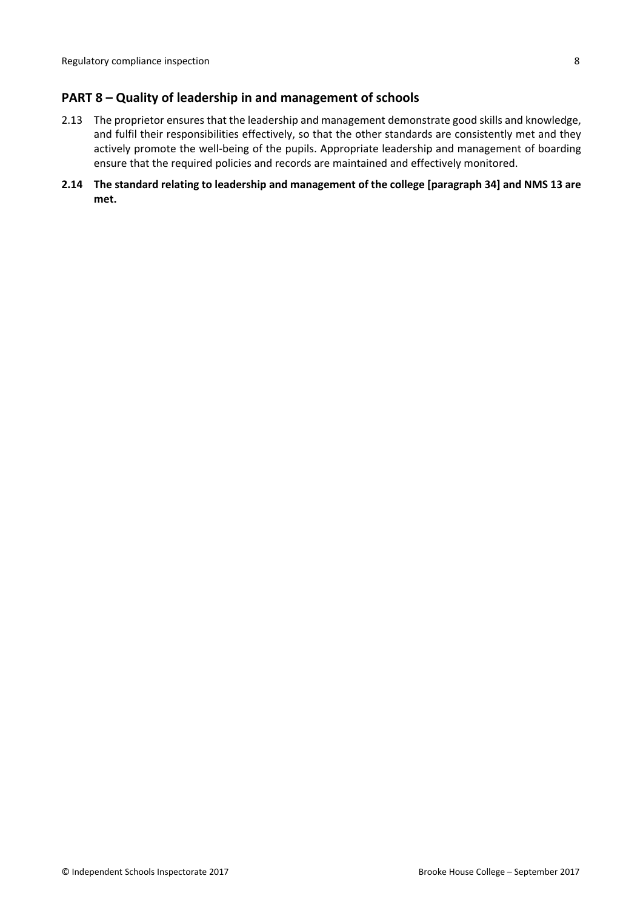## PART 8 – Quality of leadership in and management of schools

2.13 The proprietor ensures that the leadership and management demonstrate good skills and knowledge, and fulfil their responsibilities effectively, so that the other standards are consistently met and they actively promote the well-being of the pupils. Appropriate leadership and management of boarding ensure that the required policies and records are maintained and effectively monitored.

**2.14 The standard relating to leadership and management of the college [paragraph 34] and NMS 13 are met.**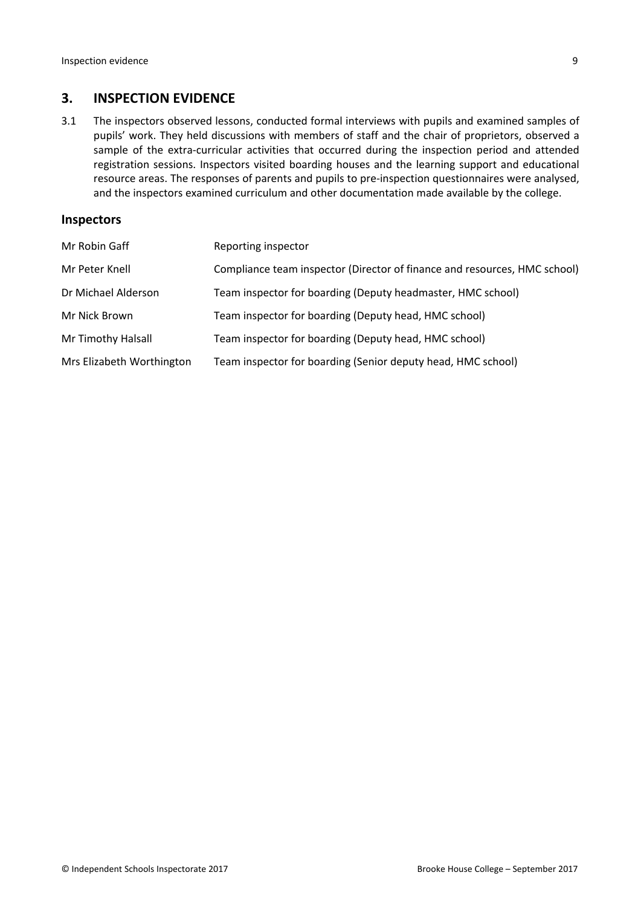## 3. INSPECTION EVIDENCE

3.1 The inspectors observed lessons, conducted formal interviews with pupils and examined samples of pupils' work. They held discussions with members of staff and the chair of proprietors, observed a sample of the extra-curricular activities that occurred during the inspection period and attended registration sessions. Inspectors visited boarding houses and the learning support and educational resource areas. The responses of parents and pupils to pre-inspection questionnaires were analysed, and the inspectors examined curriculum and other documentation made available by the college.

### Inspectors

| | |
|---|---|
| Mr Robin Gaff | Reporting inspector |
| Mr Peter Knell | Compliance team inspector (Director of finance and resources, HMC school) |
| Dr Michael Alderson | Team inspector for boarding (Deputy headmaster, HMC school) |
| Mr Nick Brown | Team inspector for boarding (Deputy head, HMC school) |
| Mr Timothy Halsall | Team inspector for boarding (Deputy head, HMC school) |
| Mrs Elizabeth Worthington | Team inspector for boarding (Senior deputy head, HMC school) |